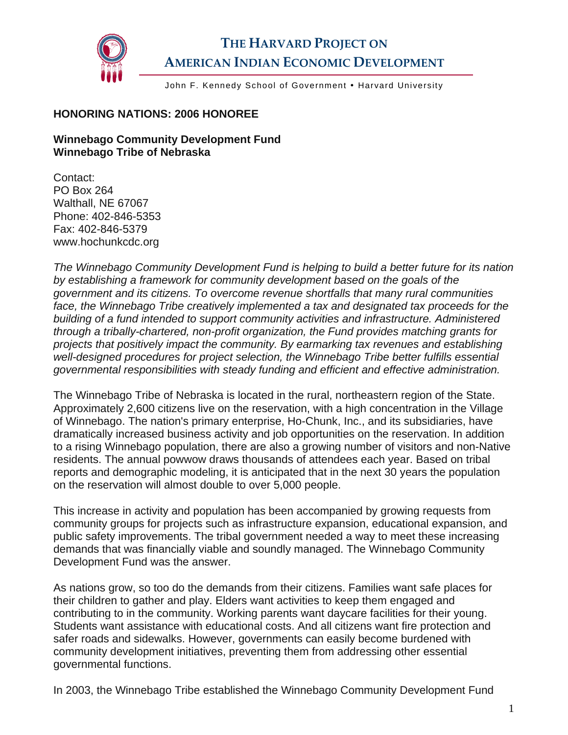# THE HARVARD PROJECT ON AMERICAN INDIAN ECONOMIC DEVELOPMENT

John F. Kennedy School of Government • Harvard University

**HONORING NATIONS: 2006 HONOREE**

**Winnebago Community Development Fund**
**Winnebago Tribe of Nebraska**

Contact:
PO Box 264
Walthall, NE 67067
Phone: 402-846-5353
Fax: 402-846-5379
www.hochunkcdc.org

*The Winnebago Community Development Fund is helping to build a better future for its nation by establishing a framework for community development based on the goals of the government and its citizens. To overcome revenue shortfalls that many rural communities face, the Winnebago Tribe creatively implemented a tax and designated tax proceeds for the building of a fund intended to support community activities and infrastructure. Administered through a tribally-chartered, non-profit organization, the Fund provides matching grants for projects that positively impact the community. By earmarking tax revenues and establishing well-designed procedures for project selection, the Winnebago Tribe better fulfills essential governmental responsibilities with steady funding and efficient and effective administration.*

The Winnebago Tribe of Nebraska is located in the rural, northeastern region of the State. Approximately 2,600 citizens live on the reservation, with a high concentration in the Village of Winnebago. The nation's primary enterprise, Ho-Chunk, Inc., and its subsidiaries, have dramatically increased business activity and job opportunities on the reservation. In addition to a rising Winnebago population, there are also a growing number of visitors and non-Native residents. The annual powwow draws thousands of attendees each year. Based on tribal reports and demographic modeling, it is anticipated that in the next 30 years the population on the reservation will almost double to over 5,000 people.

This increase in activity and population has been accompanied by growing requests from community groups for projects such as infrastructure expansion, educational expansion, and public safety improvements. The tribal government needed a way to meet these increasing demands that was financially viable and soundly managed. The Winnebago Community Development Fund was the answer.

As nations grow, so too do the demands from their citizens. Families want safe places for their children to gather and play. Elders want activities to keep them engaged and contributing to in the community. Working parents want daycare facilities for their young. Students want assistance with educational costs. And all citizens want fire protection and safer roads and sidewalks. However, governments can easily become burdened with community development initiatives, preventing them from addressing other essential governmental functions.

In 2003, the Winnebago Tribe established the Winnebago Community Development Fund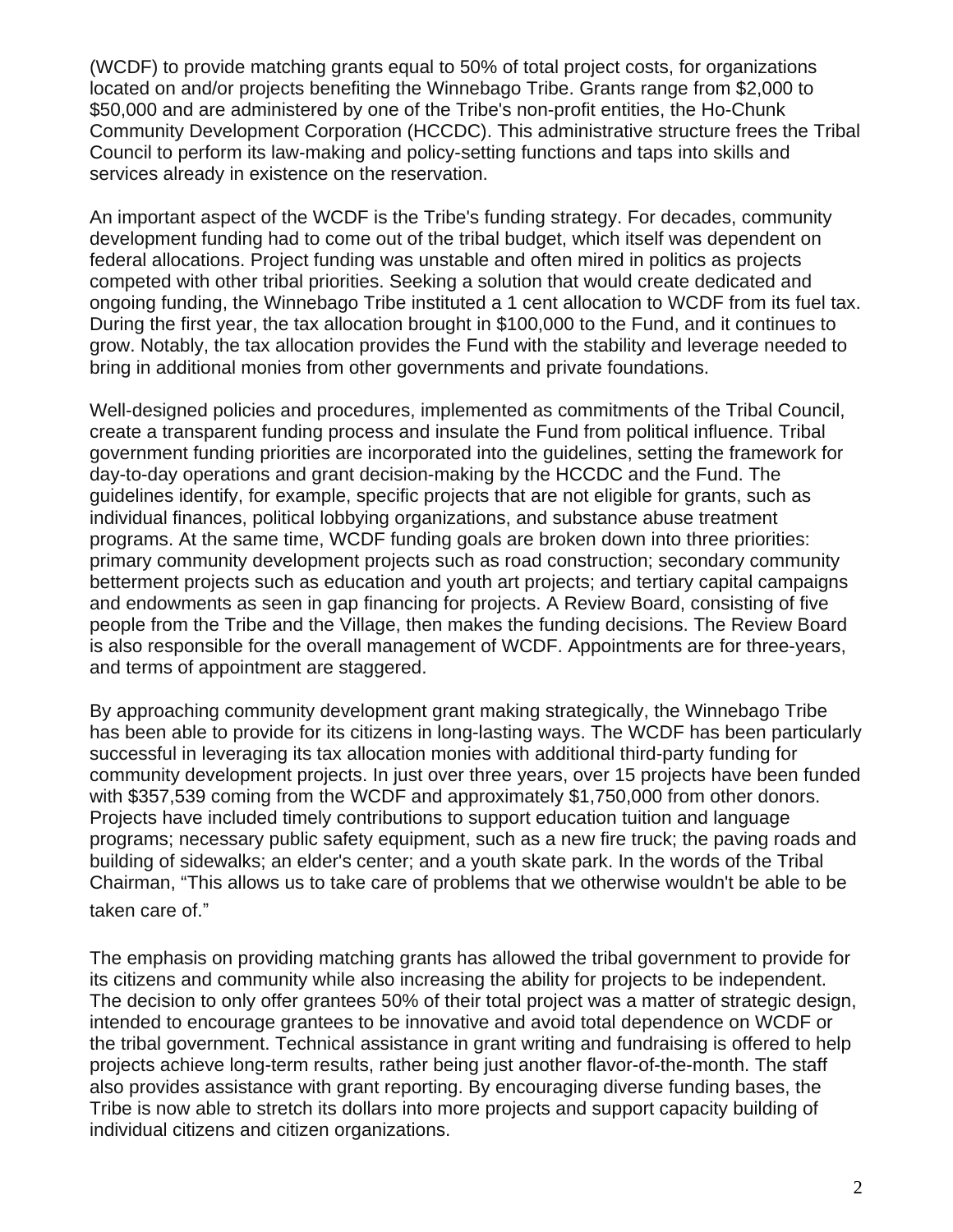(WCDF) to provide matching grants equal to 50% of total project costs, for organizations located on and/or projects benefiting the Winnebago Tribe. Grants range from $2,000 to $50,000 and are administered by one of the Tribe's non-profit entities, the Ho-Chunk Community Development Corporation (HCCDC). This administrative structure frees the Tribal Council to perform its law-making and policy-setting functions and taps into skills and services already in existence on the reservation.

An important aspect of the WCDF is the Tribe's funding strategy. For decades, community development funding had to come out of the tribal budget, which itself was dependent on federal allocations. Project funding was unstable and often mired in politics as projects competed with other tribal priorities. Seeking a solution that would create dedicated and ongoing funding, the Winnebago Tribe instituted a 1 cent allocation to WCDF from its fuel tax. During the first year, the tax allocation brought in $100,000 to the Fund, and it continues to grow. Notably, the tax allocation provides the Fund with the stability and leverage needed to bring in additional monies from other governments and private foundations.

Well-designed policies and procedures, implemented as commitments of the Tribal Council, create a transparent funding process and insulate the Fund from political influence. Tribal government funding priorities are incorporated into the guidelines, setting the framework for day-to-day operations and grant decision-making by the HCCDC and the Fund. The guidelines identify, for example, specific projects that are not eligible for grants, such as individual finances, political lobbying organizations, and substance abuse treatment programs. At the same time, WCDF funding goals are broken down into three priorities: primary community development projects such as road construction; secondary community betterment projects such as education and youth art projects; and tertiary capital campaigns and endowments as seen in gap financing for projects. A Review Board, consisting of five people from the Tribe and the Village, then makes the funding decisions. The Review Board is also responsible for the overall management of WCDF. Appointments are for three-years, and terms of appointment are staggered.

By approaching community development grant making strategically, the Winnebago Tribe has been able to provide for its citizens in long-lasting ways. The WCDF has been particularly successful in leveraging its tax allocation monies with additional third-party funding for community development projects. In just over three years, over 15 projects have been funded with $357,539 coming from the WCDF and approximately $1,750,000 from other donors. Projects have included timely contributions to support education tuition and language programs; necessary public safety equipment, such as a new fire truck; the paving roads and building of sidewalks; an elder's center; and a youth skate park. In the words of the Tribal Chairman, "This allows us to take care of problems that we otherwise wouldn't be able to be taken care of."

The emphasis on providing matching grants has allowed the tribal government to provide for its citizens and community while also increasing the ability for projects to be independent. The decision to only offer grantees 50% of their total project was a matter of strategic design, intended to encourage grantees to be innovative and avoid total dependence on WCDF or the tribal government. Technical assistance in grant writing and fundraising is offered to help projects achieve long-term results, rather being just another flavor-of-the-month. The staff also provides assistance with grant reporting. By encouraging diverse funding bases, the Tribe is now able to stretch its dollars into more projects and support capacity building of individual citizens and citizen organizations.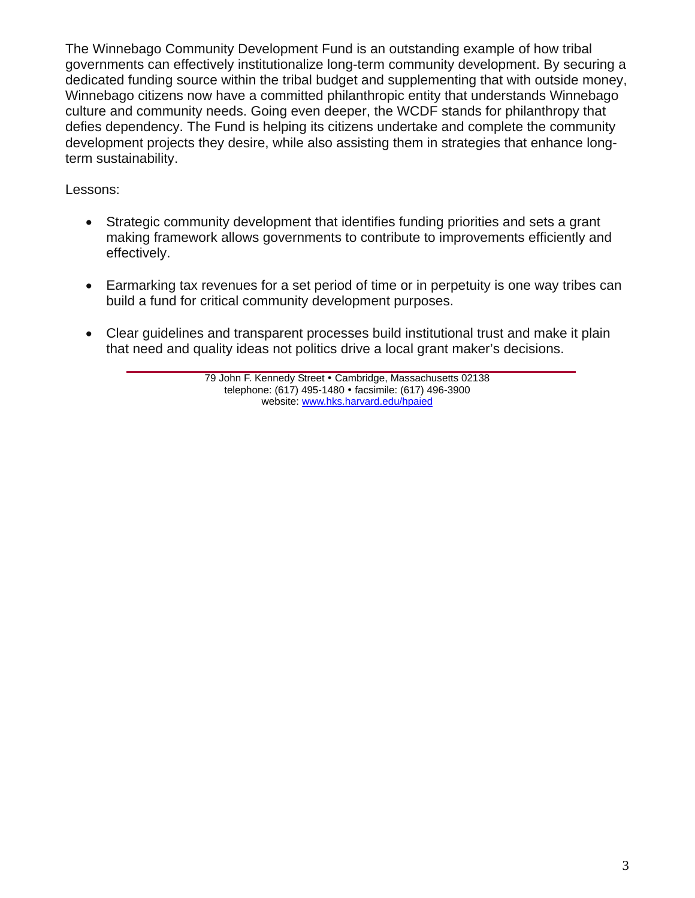The Winnebago Community Development Fund is an outstanding example of how tribal governments can effectively institutionalize long-term community development. By securing a dedicated funding source within the tribal budget and supplementing that with outside money, Winnebago citizens now have a committed philanthropic entity that understands Winnebago culture and community needs. Going even deeper, the WCDF stands for philanthropy that defies dependency. The Fund is helping its citizens undertake and complete the community development projects they desire, while also assisting them in strategies that enhance long-term sustainability.

Lessons:

- Strategic community development that identifies funding priorities and sets a grant making framework allows governments to contribute to improvements efficiently and effectively.
- Earmarking tax revenues for a set period of time or in perpetuity is one way tribes can build a fund for critical community development purposes.
- Clear guidelines and transparent processes build institutional trust and make it plain that need and quality ideas not politics drive a local grant maker's decisions.

79 John F. Kennedy Street • Cambridge, Massachusetts 02138
telephone: (617) 495-1480 • facsimile: (617) 496-3900
website: www.hks.harvard.edu/hpaied